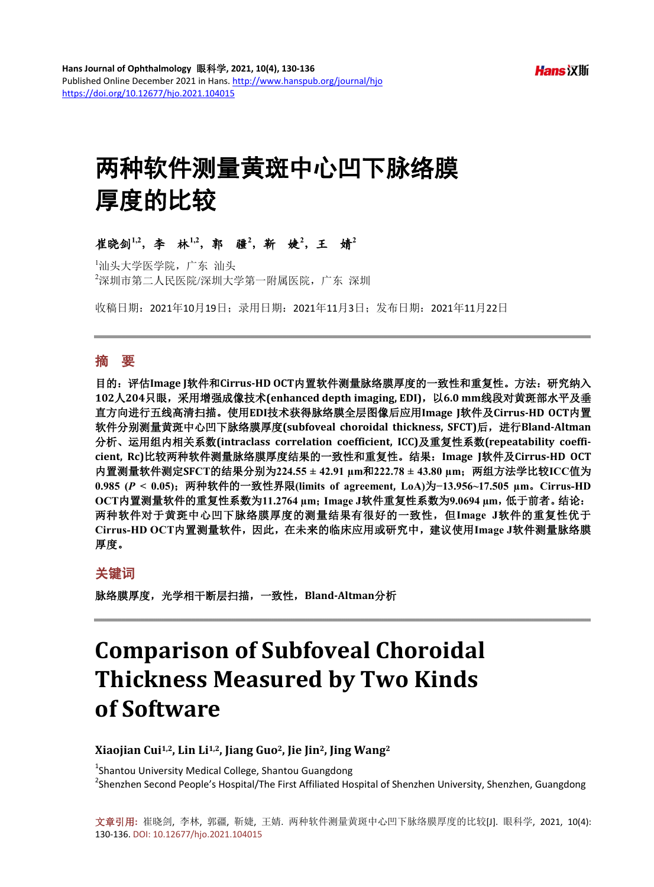# 两种软件测量黄斑中心凹下脉络膜厚度的比较

**崔晓剑[1,2]，李　林[1,2]，郭　疆[2]，靳　婕[2]，王　婧[2]**

[1]汕头大学医学院，广东 汕头
[2]深圳市第二人民医院/深圳大学第一附属医院，广东 深圳

收稿日期：2021年10月19日；录用日期：2021年11月3日；发布日期：2021年11月22日

## 摘　要

**目的：评估Image J软件和Cirrus-HD OCT内置软件测量脉络膜厚度的一致性和重复性。方法：研究纳入102人204只眼，采用增强成像技术(enhanced depth imaging, EDI)，以6.0 mm线段对黄斑部水平及垂直方向进行五线高清扫描。使用EDI技术获得脉络膜全层图像后应用Image J软件及Cirrus-HD OCT内置软件分别测量黄斑中心凹下脉络膜厚度(subfoveal choroidal thickness, SFCT)后，进行Bland-Altman分析、运用组内相关系数(intraclass correlation coefficient, ICC)及重复性系数(repeatability coefficient, Rc)比较两种软件测量脉络膜厚度结果的一致性和重复性。结果：Image J软件及Cirrus-HD OCT内置测量软件测定SFCT的结果分别为224.55 ± 42.91 μm和222.78 ± 43.80 μm；两组方法学比较ICC值为0.985 ($P < 0.05$)；两种软件的一致性界限(limits of agreement, LoA)为−13.956~17.505 μm。Cirrus-HD OCT内置测量软件的重复性系数为11.2764 μm；Image J软件重复性系数为9.0694 μm，低于前者。结论：两种软件对于黄斑中心凹下脉络膜厚度的测量结果有很好的一致性，但Image J软件的重复性优于Cirrus-HD OCT内置测量软件，因此，在未来的临床应用或研究中，建议使用Image J软件测量脉络膜厚度。**

## 关键词

**脉络膜厚度，光学相干断层扫描，一致性，Bland-Altman分析**

# Comparison of Subfoveal Choroidal Thickness Measured by Two Kinds of Software

**Xiaojian Cui[1,2], Lin Li[1,2], Jiang Guo[2], Jie Jin[2], Jing Wang[2]**

[1]Shantou University Medical College, Shantou Guangdong
[2]Shenzhen Second People's Hospital/The First Affiliated Hospital of Shenzhen University, Shenzhen, Guangdong

文章引用: 崔晓剑, 李林, 郭疆, 靳婕, 王婧. 两种软件测量黄斑中心凹下脉络膜厚度的比较[J]. 眼科学, 2021, 10(4): 130-136. DOI: 10.12677/hjo.2021.104015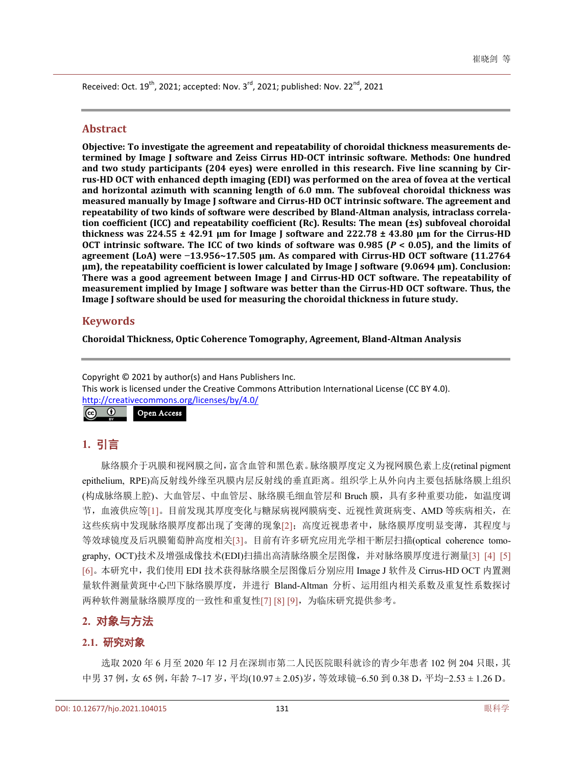Received: Oct. 19th, 2021; accepted: Nov. 3rd, 2021; published: Nov. 22nd, 2021

## Abstract

**Objective: To investigate the agreement and repeatability of choroidal thickness measurements determined by Image J software and Zeiss Cirrus HD-OCT intrinsic software. Methods: One hundred and two study participants (204 eyes) were enrolled in this research. Five line scanning by Cirrus-HD OCT with enhanced depth imaging (EDI) was performed on the area of fovea at the vertical and horizontal azimuth with scanning length of 6.0 mm. The subfoveal choroidal thickness was measured manually by Image J software and Cirrus-HD OCT intrinsic software. The agreement and repeatability of two kinds of software were described by Bland-Altman analysis, intraclass correlation coefficient (ICC) and repeatability coefficient (Rc). Results: The mean (±s) subfoveal choroidal thickness was 224.55 ± 42.91 μm for Image J software and 222.78 ± 43.80 μm for the Cirrus-HD OCT intrinsic software. The ICC of two kinds of software was 0.985 (*P* < 0.05), and the limits of agreement (LoA) were −13.956~17.505 μm. As compared with Cirrus-HD OCT software (11.2764 μm), the repeatability coefficient is lower calculated by Image J software (9.0694 μm). Conclusion: There was a good agreement between Image J and Cirrus-HD OCT software. The repeatability of measurement implied by Image J software was better than the Cirrus-HD OCT software. Thus, the Image J software should be used for measuring the choroidal thickness in future study.**

## Keywords

**Choroidal Thickness, Optic Coherence Tomography, Agreement, Bland-Altman Analysis**

Copyright © 2021 by author(s) and Hans Publishers Inc.
This work is licensed under the Creative Commons Attribution International License (CC BY 4.0).
http://creativecommons.org/licenses/by/4.0/

Open Access

## 1. 引言

脉络膜介于巩膜和视网膜之间，富含血管和黑色素。脉络膜厚度定义为视网膜色素上皮(retinal pigment epithelium, RPE)高反射线外缘至巩膜内层反射线的垂直距离。组织学上从外向内主要包括脉络膜上组织(构成脉络膜上腔)、大血管层、中血管层、脉络膜毛细血管层和 Bruch 膜，具有多种重要功能，如温度调节，血液供应等[1]。目前发现其厚度变化与糖尿病视网膜病变、近视性黄斑病变、AMD 等疾病相关，在这些疾病中发现脉络膜厚度都出现了变薄的现象[2]；高度近视患者中，脉络膜厚度明显变薄，其程度与等效球镜度及后巩膜葡萄肿高度相关[3]。目前有许多研究应用光学相干断层扫描(optical coherence tomography, OCT)技术及增强成像技术(EDI)扫描出高清脉络膜全层图像，并对脉络膜厚度进行测量[3] [4] [5] [6]。本研究中，我们使用 EDI 技术获得脉络膜全层图像后分别应用 Image J 软件及 Cirrus-HD OCT 内置测量软件测量黄斑中心凹下脉络膜厚度，并进行 Bland-Altman 分析、运用组内相关系数及重复性系数探讨两种软件测量脉络膜厚度的一致性和重复性[7] [8] [9]，为临床研究提供参考。

## 2. 对象与方法

### 2.1. 研究对象

选取 2020 年 6 月至 2020 年 12 月在深圳市第二人民医院眼科就诊的青少年患者 102 例 204 只眼，其中男 37 例，女 65 例，年龄 7~17 岁，平均(10.97 ± 2.05)岁，等效球镜−6.50 到 0.38 D，平均−2.53 ± 1.26 D。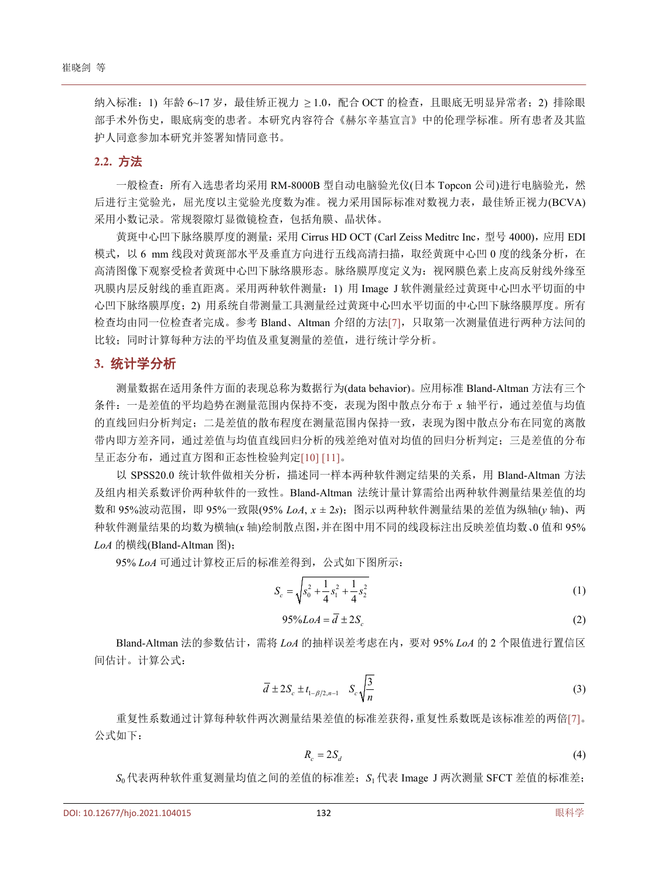纳入标准：1) 年龄 6~17 岁，最佳矫正视力 ≥ 1.0，配合 OCT 的检查，且眼底无明显异常者；2) 排除眼部手术外伤史，眼底病变的患者。本研究内容符合《赫尔辛基宣言》中的伦理学标准。所有患者及其监护人同意参加本研究并签署知情同意书。

## 2.2. 方法

一般检查：所有入选患者均采用 RM-8000B 型自动电脑验光仪(日本 Topcon 公司)进行电脑验光，然后进行主觉验光，屈光度以主觉验光度数为准。视力采用国际标准对数视力表，最佳矫正视力(BCVA)采用小数记录。常规裂隙灯显微镜检查，包括角膜、晶状体。

黄斑中心凹下脉络膜厚度的测量：采用 Cirrus HD OCT (Carl Zeiss Meditrc Inc，型号 4000)，应用 EDI 模式，以 6 mm 线段对黄斑部水平及垂直方向进行五线高清扫描，取经黄斑中心凹 0 度的线条分析，在高清图像下观察受检者黄斑中心凹下脉络膜形态。脉络膜厚度定义为：视网膜色素上皮高反射线外缘至巩膜内层反射线的垂直距离。采用两种软件测量：1) 用 Image J 软件测量经过黄斑中心凹水平切面的中心凹下脉络膜厚度；2) 用系统自带测量工具测量经过黄斑中心凹水平切面的中心凹下脉络膜厚度。所有检查均由同一位检查者完成。参考 Bland、Altman 介绍的方法[7]，只取第一次测量值进行两种方法间的比较；同时计算每种方法的平均值及重复测量的差值，进行统计学分析。

# 3. 统计学分析

测量数据在适用条件方面的表现总称为数据行为(data behavior)。应用标准 Bland-Altman 方法有三个条件：一是差值的平均趋势在测量范围内保持不变，表现为图中散点分布于 $x$ 轴平行，通过差值与均值的直线回归分析判定；二是差值的散布程度在测量范围内保持一致，表现为图中散点分布在同宽的离散带内即方差齐同，通过差值与均值直线回归分析的残差绝对值对均值的回归分析判定；三是差值的分布呈正态分布，通过直方图和正态性检验判定[10] [11]。

以 SPSS20.0 统计软件做相关分析，描述同一样本两种软件测定结果的关系，用 Bland-Altman 方法及组内相关系数评价两种软件的一致性。Bland-Altman 法统计量计算需给出两种软件测量结果差值的均数和 95%波动范围，即 95%一致限(95% *LoA*, $x \pm 2s$)；图示以两种软件测量结果的差值为纵轴($y$ 轴)、两种软件测量结果的均数为横轴($x$ 轴)绘制散点图，并在图中用不同的线段标注出反映差值均数、0 值和 95% *LoA* 的横线(Bland-Altman 图)；

95% *LoA* 可通过计算校正后的标准差得到，公式如下图所示：

$$S_c = \sqrt{s_0^2 + \frac{1}{4}s_1^2 + \frac{1}{4}s_2^2} \tag{1}$$

$$95\%LoA = \bar{d} \pm 2S_c \tag{2}$$

Bland-Altman 法的参数估计，需将 *LoA* 的抽样误差考虑在内，要对 95% *LoA* 的 2 个限值进行置信区间估计。计算公式：

$$\bar{d} \pm 2S_c \pm t_{1-\beta/2,n-1} \quad S_c\sqrt{\frac{3}{n}} \tag{3}$$

重复性系数通过计算每种软件两次测量结果差值的标准差获得，重复性系数既是该标准差的两倍[7]。公式如下：

$$R_c = 2S_d \tag{4}$$

$S_0$ 代表两种软件重复测量均值之间的差值的标准差；$S_1$ 代表 Image J 两次测量 SFCT 差值的标准差；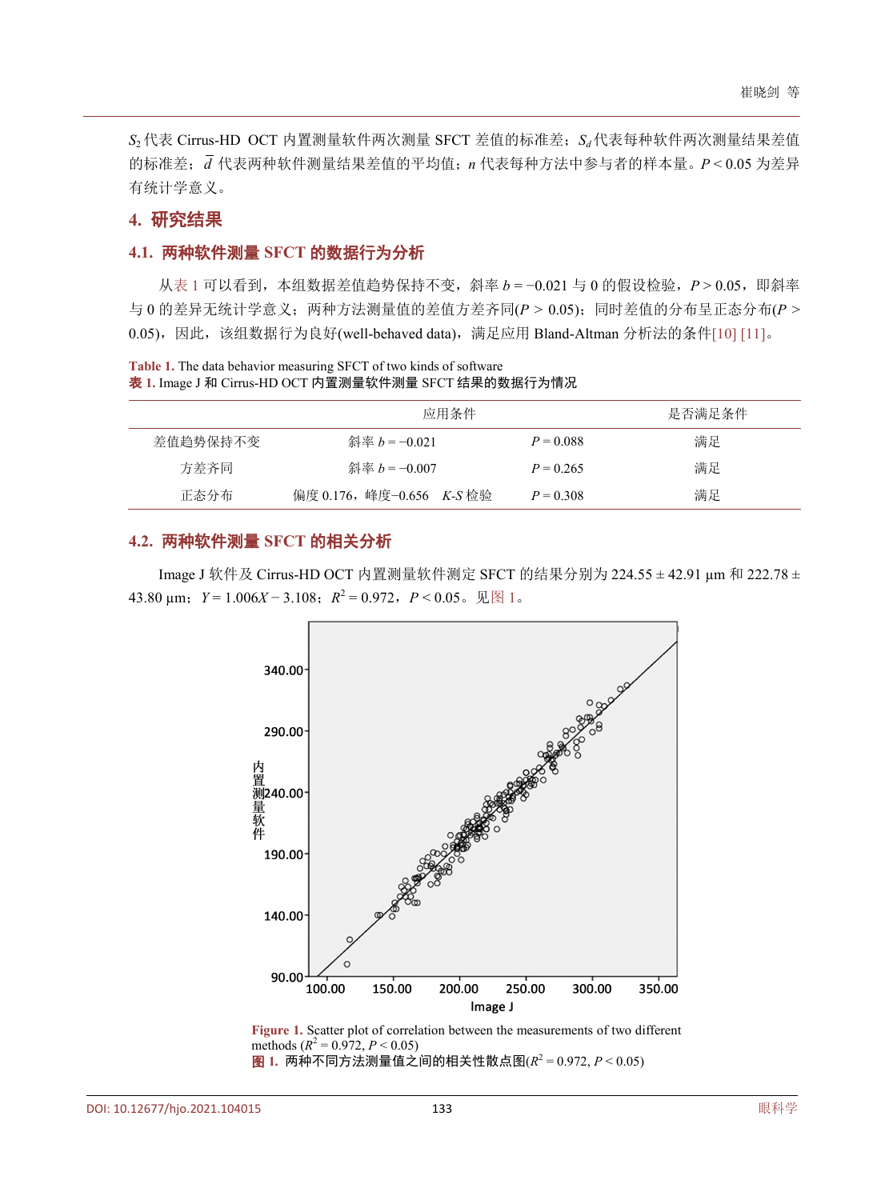$S_2$代表 Cirrus-HD OCT 内置测量软件两次测量 SFCT 差值的标准差；$S_d$代表每种软件两次测量结果差值的标准差；$\bar{d}$ 代表两种软件测量结果差值的平均值；$n$ 代表每种方法中参与者的样本量。$P < 0.05$ 为差异有统计学意义。

## 4. 研究结果

### 4.1. 两种软件测量 SFCT 的数据行为分析

从表 1 可以看到，本组数据差值趋势保持不变，斜率 $b = -0.021$ 与 0 的假设检验，$P > 0.05$，即斜率与 0 的差异无统计学意义；两种方法测量值的差值方差齐同($P > 0.05$)；同时差值的分布呈正态分布($P > 0.05$)，因此，该组数据行为良好(well-behaved data)，满足应用 Bland-Altman 分析法的条件[10] [11]。

**Table 1.** The data behavior measuring SFCT of two kinds of software
**表 1.** Image J 和 Cirrus-HD OCT 内置测量软件测量 SFCT 结果的数据行为情况

| | 应用条件 | | 是否满足条件 |
|---|---|---|---|
| 差值趋势保持不变 | 斜率 $b = -0.021$ | $P = 0.088$ | 满足 |
| 方差齐同 | 斜率 $b = -0.007$ | $P = 0.265$ | 满足 |
| 正态分布 | 偏度 0.176，峰度−0.656　*K-S* 检验 | $P = 0.308$ | 满足 |

### 4.2. 两种软件测量 SFCT 的相关分析

Image J 软件及 Cirrus-HD OCT 内置测量软件测定 SFCT 的结果分别为 224.55 ± 42.91 μm 和 222.78 ± 43.80 μm；$Y = 1.006X - 3.108$；$R^2 = 0.972$，$P < 0.05$。见图 1。

**Figure 1.** Scatter plot of correlation between the measurements of two different methods ($R^2 = 0.972$, $P < 0.05$)
**图 1.** 两种不同方法测量值之间的相关性散点图($R^2 = 0.972$, $P < 0.05$)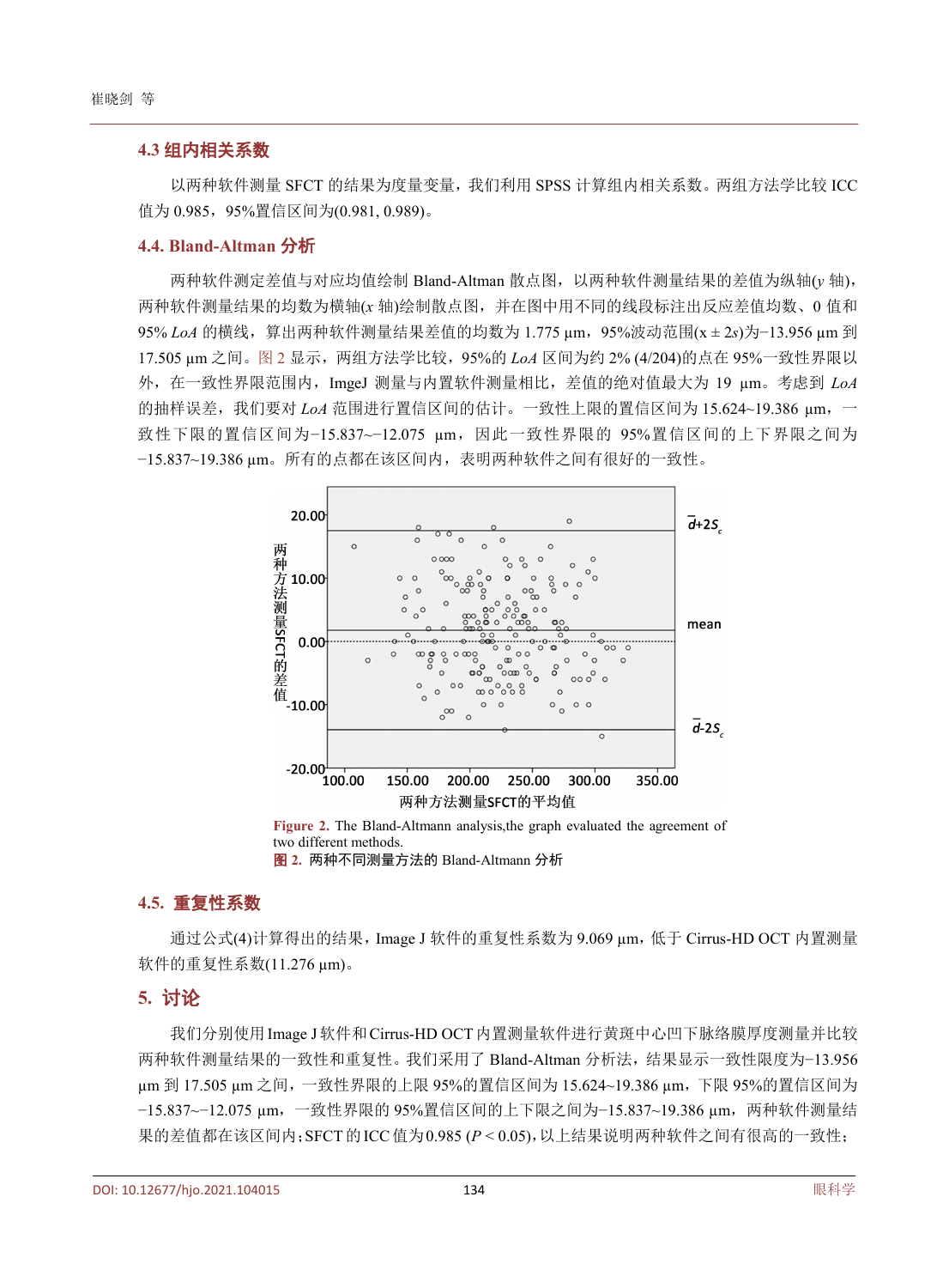### 4.3 组内相关系数

以两种软件测量 SFCT 的结果为度量变量，我们利用 SPSS 计算组内相关系数。两组方法学比较 ICC 值为 0.985，95%置信区间为(0.981, 0.989)。

### 4.4. Bland-Altman 分析

两种软件测定差值与对应均值绘制 Bland-Altman 散点图，以两种软件测量结果的差值为纵轴($y$ 轴)，两种软件测量结果的均数为横轴($x$ 轴)绘制散点图，并在图中用不同的线段标注出反应差值均数、0 值和 95% *LoA* 的横线，算出两种软件测量结果差值的均数为 1.775 μm，95%波动范围($x \pm 2s$)为−13.956 μm 到 17.505 μm 之间。图 2 显示，两组方法学比较，95%的 *LoA* 区间为约 2% (4/204)的点在 95%一致性界限以外，在一致性界限范围内，ImgeJ 测量与内置软件测量相比，差值的绝对值最大为 19 μm。考虑到 *LoA* 的抽样误差，我们要对 *LoA* 范围进行置信区间的估计。一致性上限的置信区间为 15.624~19.386 μm，一致性下限的置信区间为−15.837~−12.075 μm，因此一致性界限的 95%置信区间的上下界限之间为−15.837~19.386 μm。所有的点都在该区间内，表明两种软件之间有很好的一致性。

Figure 2. The Bland-Altmann analysis,the graph evaluated the agreement of two different methods.

图 2. 两种不同测量方法的 Bland-Altmann 分析

### 4.5. 重复性系数

通过公式(4)计算得出的结果，Image J 软件的重复性系数为 9.069 μm，低于 Cirrus-HD OCT 内置测量软件的重复性系数(11.276 μm)。

## 5. 讨论

我们分别使用 Image J 软件和 Cirrus-HD OCT 内置测量软件进行黄斑中心凹下脉络膜厚度测量并比较两种软件测量结果的一致性和重复性。我们采用了 Bland-Altman 分析法，结果显示一致性限度为−13.956 μm 到 17.505 μm 之间，一致性界限的上限 95%的置信区间为 15.624~19.386 μm，下限 95%的置信区间为−15.837~−12.075 μm，一致性界限的 95%置信区间的上下限之间为−15.837~19.386 μm，两种软件测量结果的差值都在该区间内；SFCT 的 ICC 值为 0.985 ($P < 0.05$)，以上结果说明两种软件之间有很高的一致性；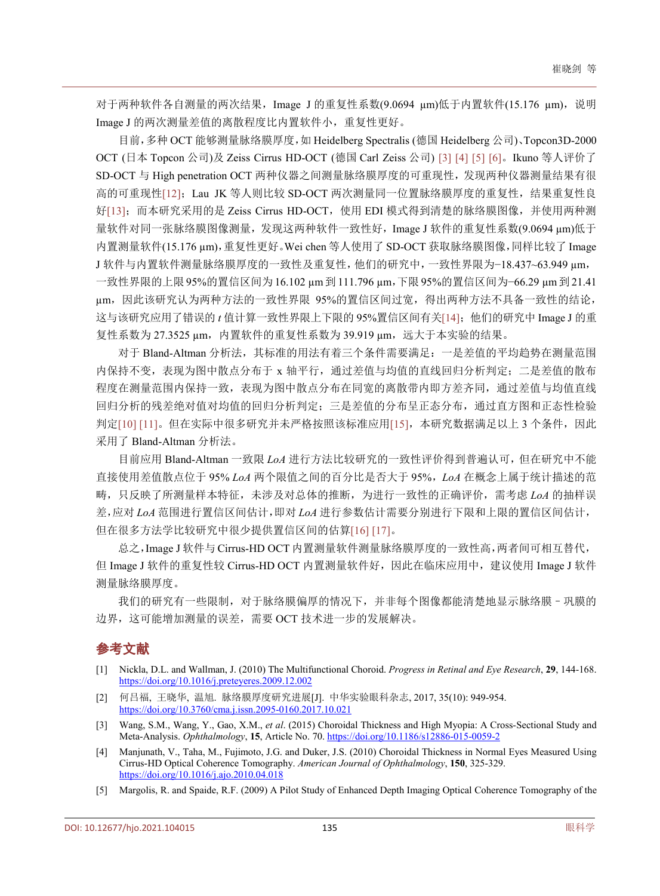对于两种软件各自测量的两次结果，Image J 的重复性系数(9.0694 μm)低于内置软件(15.176 μm)，说明 Image J 的两次测量差值的离散程度比内置软件小，重复性更好。

目前，多种 OCT 能够测量脉络膜厚度，如 Heidelberg Spectralis (德国 Heidelberg 公司)、Topcon3D-2000 OCT (日本 Topcon 公司)及 Zeiss Cirrus HD-OCT (德国 Carl Zeiss 公司) [3] [4] [5] [6]。Ikuno 等人评价了 SD-OCT 与 High penetration OCT 两种仪器之间测量脉络膜厚度的可重现性，发现两种仪器测量结果有很高的可重现性[12]；Lau JK 等人则比较 SD-OCT 两次测量同一位置脉络膜厚度的重复性，结果重复性良好[13]；而本研究采用的是 Zeiss Cirrus HD-OCT，使用 EDI 模式得到清楚的脉络膜图像，并使用两种测量软件对同一张脉络膜图像测量，发现这两种软件一致性好，Image J 软件的重复性系数(9.0694 μm)低于内置测量软件(15.176 μm)，重复性更好。Wei chen 等人使用了 SD-OCT 获取脉络膜图像，同样比较了 Image J 软件与内置软件测量脉络膜厚度的一致性及重复性，他们的研究中，一致性界限为−18.437~63.949 μm，一致性界限的上限 95%的置信区间为 16.102 μm 到 111.796 μm，下限 95%的置信区间为−66.29 μm 到 21.41 μm，因此该研究认为两种方法的一致性界限 95%的置信区间过宽，得出两种方法不具备一致性的结论，这与该研究应用了错误的 *t* 值计算一致性界限上下限的 95%置信区间有关[14]；他们的研究中 Image J 的重复性系数为 27.3525 μm，内置软件的重复性系数为 39.919 μm，远大于本实验的结果。

对于 Bland-Altman 分析法，其标准的用法有着三个条件需要满足：一是差值的平均趋势在测量范围内保持不变，表现为图中散点分布于 x 轴平行，通过差值与均值的直线回归分析判定；二是差值的散布程度在测量范围内保持一致，表现为图中散点分布在同宽的离散带内即方差齐同，通过差值与均值直线回归分析的残差绝对值对均值的回归分析判定；三是差值的分布呈正态分布，通过直方图和正态性检验判定[10] [11]。但在实际中很多研究并未严格按照该标准应用[15]，本研究数据满足以上 3 个条件，因此采用了 Bland-Altman 分析法。

目前应用 Bland-Altman 一致限 *LoA* 进行方法比较研究的一致性评价得到普遍认可，但在研究中不能直接使用差值散点位于 95% *LoA* 两个限值之间的百分比是否大于 95%，*LoA* 在概念上属于统计描述的范畴，只反映了所测量样本特征，未涉及对总体的推断，为进行一致性的正确评价，需考虑 *LoA* 的抽样误差，应对 *LoA* 范围进行置信区间估计，即对 *LoA* 进行参数估计需要分别进行下限和上限的置信区间估计，但在很多方法学比较研究中很少提供置信区间的估算[16] [17]。

总之，Image J 软件与 Cirrus-HD OCT 内置测量软件测量脉络膜厚度的一致性高，两者间可相互替代，但 Image J 软件的重复性较 Cirrus-HD OCT 内置测量软件好，因此在临床应用中，建议使用 Image J 软件测量脉络膜厚度。

我们的研究有一些限制，对于脉络膜偏厚的情况下，并非每个图像都能清楚地显示脉络膜–巩膜的边界，这可能增加测量的误差，需要 OCT 技术进一步的发展解决。

## 参考文献

[1] Nickla, D.L. and Wallman, J. (2010) The Multifunctional Choroid. *Progress in Retinal and Eye Research*, **29**, 144-168. https://doi.org/10.1016/j.preteyeres.2009.12.002

[2] 何吕福, 王晓华, 温旭. 脉络膜厚度研究进展[J]. 中华实验眼科杂志, 2017, 35(10): 949-954. https://doi.org/10.3760/cma.j.issn.2095-0160.2017.10.021

[3] Wang, S.M., Wang, Y., Gao, X.M., *et al*. (2015) Choroidal Thickness and High Myopia: A Cross-Sectional Study and Meta-Analysis. *Ophthalmology*, **15**, Article No. 70. https://doi.org/10.1186/s12886-015-0059-2

[4] Manjunath, V., Taha, M., Fujimoto, J.G. and Duker, J.S. (2010) Choroidal Thickness in Normal Eyes Measured Using Cirrus-HD Optical Coherence Tomography. *American Journal of Ophthalmology*, **150**, 325-329. https://doi.org/10.1016/j.ajo.2010.04.018

[5] Margolis, R. and Spaide, R.F. (2009) A Pilot Study of Enhanced Depth Imaging Optical Coherence Tomography of the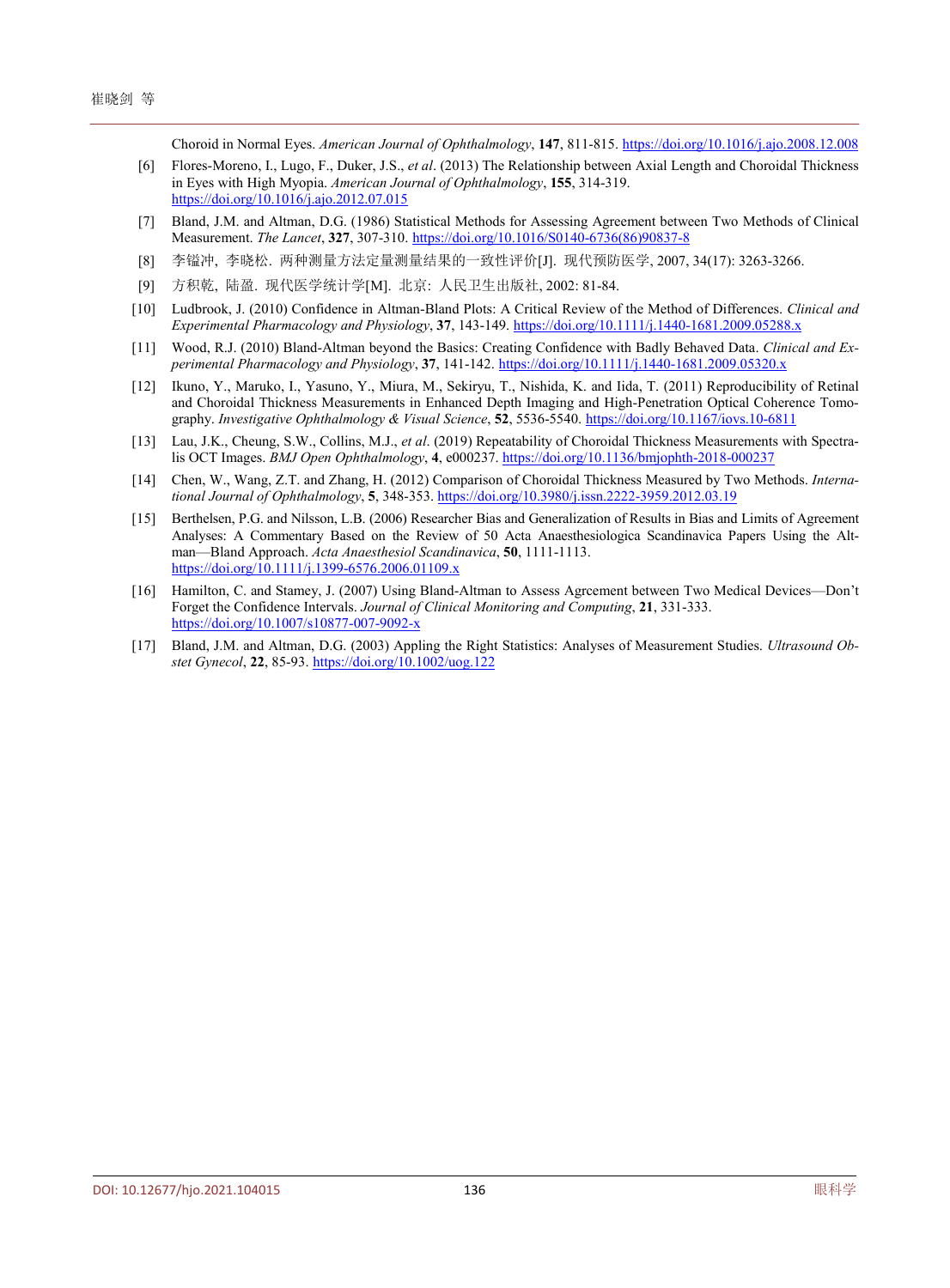Choroid in Normal Eyes. *American Journal of Ophthalmology*, **147**, 811-815. https://doi.org/10.1016/j.ajo.2008.12.008

[6] Flores-Moreno, I., Lugo, F., Duker, J.S., *et al*. (2013) The Relationship between Axial Length and Choroidal Thickness in Eyes with High Myopia. *American Journal of Ophthalmology*, **155**, 314-319. https://doi.org/10.1016/j.ajo.2012.07.015

[7] Bland, J.M. and Altman, D.G. (1986) Statistical Methods for Assessing Agreement between Two Methods of Clinical Measurement. *The Lancet*, **327**, 307-310. https://doi.org/10.1016/S0140-6736(86)90837-8

[8] 李镒冲, 李晓松. 两种测量方法定量测量结果的一致性评价[J]. 现代预防医学, 2007, 34(17): 3263-3266.

[9] 方积乾, 陆盈. 现代医学统计学[M]. 北京: 人民卫生出版社, 2002: 81-84.

[10] Ludbrook, J. (2010) Confidence in Altman-Bland Plots: A Critical Review of the Method of Differences. *Clinical and Experimental Pharmacology and Physiology*, **37**, 143-149. https://doi.org/10.1111/j.1440-1681.2009.05288.x

[11] Wood, R.J. (2010) Bland-Altman beyond the Basics: Creating Confidence with Badly Behaved Data. *Clinical and Experimental Pharmacology and Physiology*, **37**, 141-142. https://doi.org/10.1111/j.1440-1681.2009.05320.x

[12] Ikuno, Y., Maruko, I., Yasuno, Y., Miura, M., Sekiryu, T., Nishida, K. and Iida, T. (2011) Reproducibility of Retinal and Choroidal Thickness Measurements in Enhanced Depth Imaging and High-Penetration Optical Coherence Tomography. *Investigative Ophthalmology & Visual Science*, **52**, 5536-5540. https://doi.org/10.1167/iovs.10-6811

[13] Lau, J.K., Cheung, S.W., Collins, M.J., *et al*. (2019) Repeatability of Choroidal Thickness Measurements with Spectralis OCT Images. *BMJ Open Ophthalmology*, **4**, e000237. https://doi.org/10.1136/bmjophth-2018-000237

[14] Chen, W., Wang, Z.T. and Zhang, H. (2012) Comparison of Choroidal Thickness Measured by Two Methods. *International Journal of Ophthalmology*, **5**, 348-353. https://doi.org/10.3980/j.issn.2222-3959.2012.03.19

[15] Berthelsen, P.G. and Nilsson, L.B. (2006) Researcher Bias and Generalization of Results in Bias and Limits of Agreement Analyses: A Commentary Based on the Review of 50 Acta Anaesthesiologica Scandinavica Papers Using the Altman—Bland Approach. *Acta Anaesthesiol Scandinavica*, **50**, 1111-1113. https://doi.org/10.1111/j.1399-6576.2006.01109.x

[16] Hamilton, C. and Stamey, J. (2007) Using Bland-Altman to Assess Agrcement between Two Medical Devices—Don't Forget the Confidence Intervals. *Journal of Clinical Monitoring and Computing*, **21**, 331-333. https://doi.org/10.1007/s10877-007-9092-x

[17] Bland, J.M. and Altman, D.G. (2003) Appling the Right Statistics: Analyses of Measurement Studies. *Ultrasound Obstet Gynecol*, **22**, 85-93. https://doi.org/10.1002/uog.122